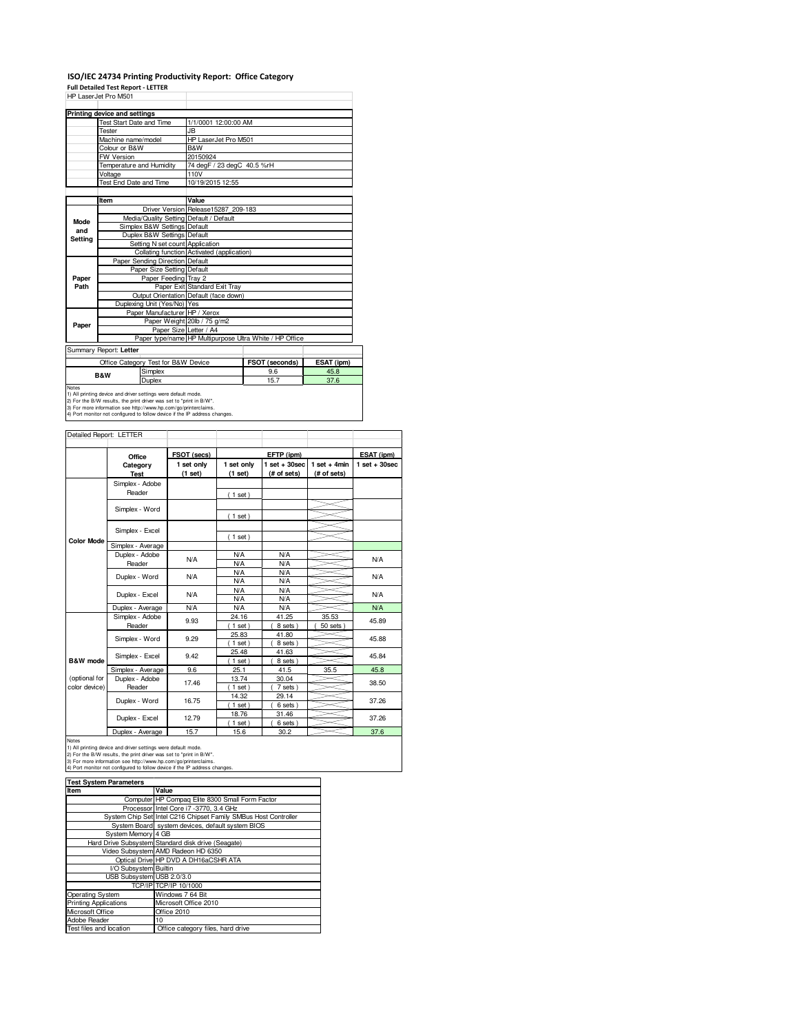# ISO/IEC 24734 Printing Productivity Report: Office Category

**Full Detailed Test Report - LETTER**

HP LaserJet Pro M501

| Printing device and settings | |
|---|---|
| Test Start Date and Time | 1/1/0001 12:00:00 AM |
| Tester | JB |
| Machine name/model | HP LaserJet Pro M501 |
| Colour or B&W | B&W |
| FW Version | 20150924 |
| Temperature and Humidity | 74 degF / 23 degC 40.5 %rH |
| Voltage | 110V |
| Test End Date and Time | 10/19/2015 12:55 |

| | Item | Value |
|---|---|---|
| Mode and Setting | Driver Version | Release15287_209-183 |
| | Media/Quality Setting | Default / Default |
| | Simplex B&W Settings | Default |
| | Duplex B&W Settings | Default |
| | Setting N set count | Application |
| | Collating function | Activated (application) |
| Paper Path | Paper Sending Direction | Default |
| | Paper Size Setting | Default |
| | Paper Feeding | Tray 2 |
| | Paper Exit | Standard Exit Tray |
| | Output Orientation | Default (face down) |
| | Duplexing Unit (Yes/No) | Yes |
| Paper | Paper Manufacturer | HP / Xerox |
| | Paper Weight | 20lb / 75 g/m2 |
| | Paper Size | Letter / A4 |
| | Paper type/name | HP Multipurpose Ultra White / HP Office |

Summary Report: **Letter**

| Office Category Test for B&W Device | | FSOT (seconds) | ESAT (ipm) |
|---|---|---|---|
| B&W | Simplex | 9.6 | 45.8 |
| | Duplex | 15.7 | 37.6 |

Notes
1) All printing device and driver settings were default mode.
2) For the B/W results, the print driver was set to "print in B/W".
3) For more information see http://www.hp.com/go/printerclaims.
4) Port monitor not configured to follow device if the IP address changes.

Detailed Report: LETTER

| | Office Category Test | FSOT (secs) 1 set only (1 set) | EFTP (ipm) 1 set only (1 set) | EFTP (ipm) 1 set + 30sec (# of sets) | EFTP (ipm) 1 set + 4min (# of sets) | ESAT (ipm) 1 set + 30sec |
|---|---|---|---|---|---|---|
| Color Mode | Simplex - Adobe Reader | | ( 1 set ) | | | |
| | Simplex - Word | | ( 1 set ) | | | |
| | Simplex - Excel | | ( 1 set ) | | | |
| | Simplex - Average | | | | | |
| | Duplex - Adobe Reader | N/A | N/A<br>N/A | N/A<br>N/A | | N/A |
| | Duplex - Word | N/A | N/A<br>N/A | N/A<br>N/A | | N/A |
| | Duplex - Excel | N/A | N/A<br>N/A | N/A<br>N/A | | N/A |
| | Duplex - Average | N/A | N/A | N/A | | N/A |
| B&W mode (optional for color device) | Simplex - Adobe Reader | 9.93 | 24.16<br>( 1 set ) | 41.25<br>( 8 sets ) | 35.53<br>( 50 sets ) | 45.89 |
| | Simplex - Word | 9.29 | 25.83<br>( 1 set ) | 41.80<br>( 8 sets ) | | 45.88 |
| | Simplex - Excel | 9.42 | 25.48<br>( 1 set ) | 41.63<br>( 8 sets ) | | 45.84 |
| | Simplex - Average | 9.6 | 25.1 | 41.5 | 35.5 | 45.8 |
| | Duplex - Adobe Reader | 17.46 | 13.74<br>( 1 set ) | 30.04<br>( 7 sets ) | | 38.50 |
| | Duplex - Word | 16.75 | 14.32<br>( 1 set ) | 29.14<br>( 6 sets ) | | 37.26 |
| | Duplex - Excel | 12.79 | 18.76<br>( 1 set ) | 31.46<br>( 6 sets ) | | 37.26 |
| | Duplex - Average | 15.7 | 15.6 | 30.2 | | 37.6 |

Notes
1) All printing device and driver settings were default mode.
2) For the B/W results, the print driver was set to "print in B/W".
3) For more information see http://www.hp.com/go/printerclaims.
4) Port monitor not configured to follow device if the IP address changes.

| Test System Parameters | |
|---|---|
| **Item** | **Value** |
| Computer | HP Compaq Elite 8300 Small Form Factor |
| Processor | Intel Core i7 -3770, 3.4 GHz |
| System Chip Set | Intel C216 Chipset Family SMBus Host Controller |
| System Board | system devices, default system BIOS |
| System Memory | 4 GB |
| Hard Drive Subsystem | Standard disk drive (Seagate) |
| Video Subsystem | AMD Radeon HD 6350 |
| Optical Drive | HP DVD A DH16aCSHR ATA |
| I/O Subsystem | Builtin |
| USB Subsystem | USB 2.0/3.0 |
| TCP/IP | TCP/IP 10/1000 |
| Operating System | Windows 7 64 Bit |
| Printing Applications | Microsoft Office 2010 |
| Microsoft Office | Office 2010 |
| Adobe Reader | 10 |
| Test files and location | Office category files, hard drive |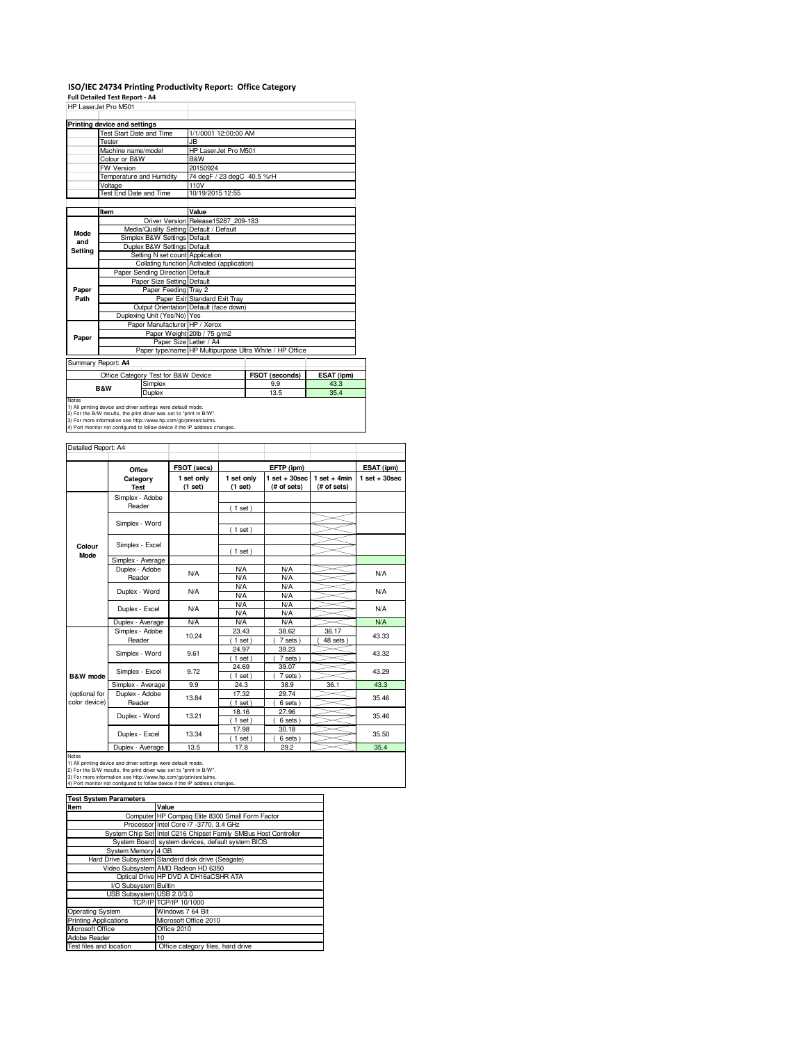# ISO/IEC 24734 Printing Productivity Report: Office Category

**Full Detailed Test Report - A4**

HP LaserJet Pro M501

| Printing device and settings | |
|---|---|
| Test Start Date and Time | 1/1/0001 12:00:00 AM |
| Tester | JB |
| Machine name/model | HP LaserJet Pro M501 |
| Colour or B&W | B&W |
| FW Version | 20150924 |
| Temperature and Humidity | 74 degF / 23 degC 40.5 %rH |
| Voltage | 110V |
| Test End Date and Time | 10/19/2015 12:55 |

| | Item | Value |
|---|---|---|
| Mode and Setting | Driver Version | Release15287_209-183 |
| | Media/Quality Setting | Default / Default |
| | Simplex B&W Settings | Default |
| | Duplex B&W Settings | Default |
| | Setting N set count | Application |
| | Collating function | Activated (application) |
| Paper Path | Paper Sending Direction | Default |
| | Paper Size Setting | Default |
| | Paper Feeding | Tray 2 |
| | Paper Exit | Standard Exit Tray |
| | Output Orientation | Default (face down) |
| | Duplexing Unit (Yes/No) | Yes |
| Paper | Paper Manufacturer | HP / Xerox |
| | Paper Weight | 20lb / 75 g/m2 |
| | Paper Size | Letter / A4 |
| | Paper type/name | HP Multipurpose Ultra White / HP Office |

Summary Report: **A4**

| Office Category Test for B&W Device | | FSOT (seconds) | ESAT (ipm) |
|---|---|---|---|
| B&W | Simplex | 9.9 | 43.3 |
| | Duplex | 13.5 | 35.4 |

Notes
1) All printing device and driver settings were default mode.
2) For the B/W results, the print driver was set to "print in B/W".
3) For more information see http://www.hp.com/go/printerclaims.
4) Port monitor not configured to follow device if the IP address changes.

Detailed Report: A4

| | Office Category Test | FSOT (secs) 1 set only (1 set) | EFTP (ipm) 1 set only (1 set) | EFTP (ipm) 1 set + 30sec (# of sets) | EFTP (ipm) 1 set + 4min (# of sets) | ESAT (ipm) 1 set + 30sec |
|---|---|---|---|---|---|---|
| Colour Mode | Simplex - Adobe Reader | | ( 1 set ) | | | |
| | Simplex - Word | | ( 1 set ) | | | |
| | Simplex - Excel | | ( 1 set ) | | | |
| | Simplex - Average | | | | | |
| | Duplex - Adobe Reader | N/A | N/A N/A | N/A N/A | | N/A |
| | Duplex - Word | N/A | N/A N/A | N/A N/A | | N/A |
| | Duplex - Excel | N/A | N/A N/A | N/A N/A | | N/A |
| | Duplex - Average | N/A | N/A | N/A | | N/A |
| B&W mode (optional for color device) | Simplex - Adobe Reader | 10.24 | 23.43 ( 1 set ) | 38.62 ( 7 sets ) | 36.17 ( 48 sets ) | 43.33 |
| | Simplex - Word | 9.61 | 24.97 ( 1 set ) | 39.23 ( 7 sets ) | | 43.32 |
| | Simplex - Excel | 9.72 | 24.69 ( 1 set ) | 39.07 ( 7 sets ) | | 43.29 |
| | Simplex - Average | 9.9 | 24.3 | 38.9 | 36.1 | 43.3 |
| | Duplex - Adobe Reader | 13.84 | 17.32 ( 1 set ) | 29.74 ( 6 sets ) | | 35.46 |
| | Duplex - Word | 13.21 | 18.16 ( 1 set ) | 27.96 ( 6 sets ) | | 35.46 |
| | Duplex - Excel | 13.34 | 17.98 ( 1 set ) | 30.18 ( 6 sets ) | | 35.50 |
| | Duplex - Average | 13.5 | 17.8 | 29.2 | | 35.4 |

Notes
1) All printing device and driver settings were default mode.
2) For the B/W results, the print driver was set to "print in B/W".
3) For more information see http://www.hp.com/go/printerclaims.
4) Port monitor not configured to follow device if the IP address changes.

| Test System Parameters | |
|---|---|
| **Item** | **Value** |
| Computer | HP Compaq Elite 8300 Small Form Factor |
| Processor | Intel Core i7 -3770, 3.4 GHz |
| System Chip Set | Intel C216 Chipset Family SMBus Host Controller |
| System Board | system devices, default system BIOS |
| System Memory | 4 GB |
| Hard Drive Subsystem | Standard disk drive (Seagate) |
| Video Subsystem | AMD Radeon HD 6350 |
| Optical Drive | HP DVD A DH16aCSHR ATA |
| I/O Subsystem | Builtin |
| USB Subsystem | USB 2.0/3.0 |
| TCP/IP | TCP/IP 10/1000 |
| Operating System | Windows 7 64 Bit |
| Printing Applications | Microsoft Office 2010 |
| Microsoft Office | Office 2010 |
| Adobe Reader | 10 |
| Test files and location | Office category files, hard drive |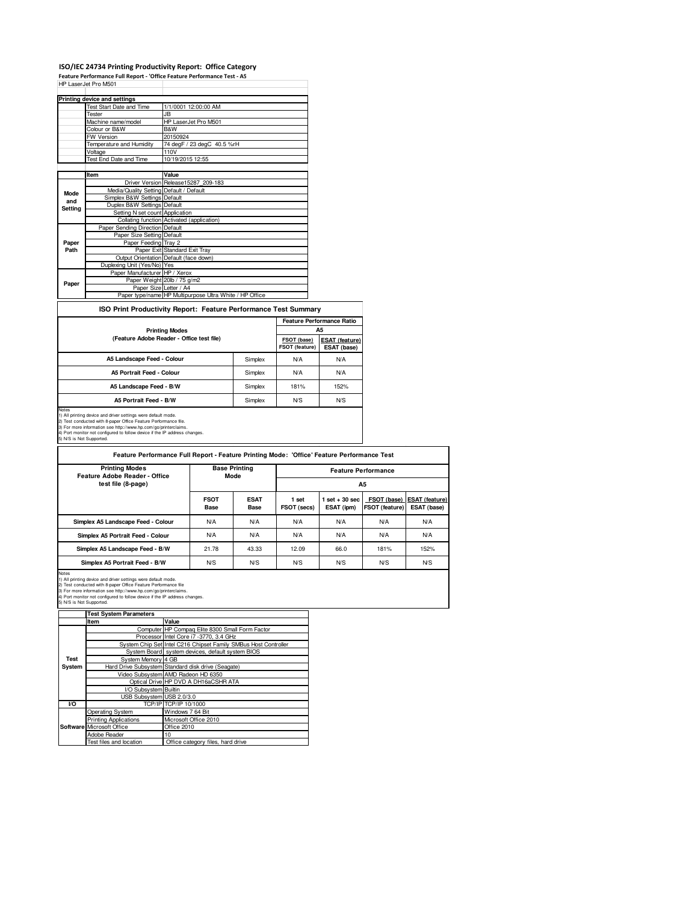# ISO/IEC 24734 Printing Productivity Report: Office Category

**Feature Performance Full Report - 'Office Feature Performance Test - A5**

HP LaserJet Pro M501

| Printing device and settings | |
|---|---|
| Test Start Date and Time | 1/1/0001 12:00:00 AM |
| Tester | JB |
| Machine name/model | HP LaserJet Pro M501 |
| Colour or B&W | B&W |
| FW Version | 20150924 |
| Temperature and Humidity | 74 degF / 23 degC 40.5 %rH |
| Voltage | 110V |
| Test End Date and Time | 10/19/2015 12:55 |

| | Item | Value |
|---|---|---|
| Mode and Setting | Driver Version | Release15287_209-183 |
| | Media/Quality Setting | Default / Default |
| | Simplex B&W Settings | Default |
| | Duplex B&W Settings | Default |
| | Setting N set count | Application |
| | Collating function | Activated (application) |
| Paper Path | Paper Sending Direction | Default |
| | Paper Size Setting | Default |
| | Paper Feeding | Tray 2 |
| | Paper Exit | Standard Exit Tray |
| | Output Orientation | Default (face down) |
| | Duplexing Unit (Yes/No) | Yes |
| Paper | Paper Manufacturer | HP / Xerox |
| | Paper Weight | 20lb / 75 g/m2 |
| | Paper Size | Letter / A4 |
| | Paper type/name | HP Multipurpose Ultra White / HP Office |

## ISO Print Productivity Report: Feature Performance Test Summary

| Printing Modes (Feature Adobe Reader - Office test file) | | Feature Performance Ratio A5 | |
|---|---|---|---|
| | | FSOT (base) / FSOT (feature) | ESAT (feature) / ESAT (base) |
| A5 Landscape Feed - Colour | Simplex | N/A | N/A |
| A5 Portrait Feed - Colour | Simplex | N/A | N/A |
| A5 Landscape Feed - B/W | Simplex | 181% | 152% |
| A5 Portrait Feed - B/W | Simplex | N/S | N/S |

Notes
1) All printing device and driver settings were default mode.
2) Test conducted with 8-paper Office Feature Performance file.
3) For more information see http://www.hp.com/go/printerclaims.
4) Port monitor not configured to follow device if the IP address changes.
5) N/S is Not Supported.

## Feature Performance Full Report - Feature Printing Mode: 'Office' Feature Performance Test

| Printing Modes Feature Adobe Reader - Office test file (8-page) | Base Printing Mode | | Feature Performance A5 | | | |
|---|---|---|---|---|---|---|
| | FSOT Base | ESAT Base | 1 set FSOT (secs) | 1 set + 30 sec ESAT (ipm) | FSOT (base) / FSOT (feature) | ESAT (feature) / ESAT (base) |
| Simplex A5 Landscape Feed - Colour | N/A | N/A | N/A | N/A | N/A | N/A |
| Simplex A5 Portrait Feed - Colour | N/A | N/A | N/A | N/A | N/A | N/A |
| Simplex A5 Landscape Feed - B/W | 21.78 | 43.33 | 12.09 | 66.0 | 181% | 152% |
| Simplex A5 Portrait Feed - B/W | N/S | N/S | N/S | N/S | N/S | N/S |

Notes
1) All printing device and driver settings were default mode.
2) Test conducted with 8-paper Office Feature Performance file
3) For more information see http://www.hp.com/go/printerclaims.
4) Port monitor not configured to follow device if the IP address changes.
5) N/S is Not Supported.

| | Test System Parameters | |
|---|---|---|
| | Item | Value |
| Test System | Computer | HP Compaq Elite 8300 Small Form Factor |
| | Processor | Intel Core i7 -3770, 3.4 GHz |
| | System Chip Set | Intel C216 Chipset Family SMBus Host Controller |
| | System Board | system devices, default system BIOS |
| | System Memory | 4 GB |
| | Hard Drive Subsystem | Standard disk drive (Seagate) |
| | Video Subsystem | AMD Radeon HD 6350 |
| | Optical Drive | HP DVD A DH16aCSHR ATA |
| | I/O Subsystem | Builtin |
| | USB Subsystem | USB 2.0/3.0 |
| I/O | TCP/IP | TCP/IP 10/1000 |
| Software | Operating System | Windows 7 64 Bit |
| | Printing Applications | Microsoft Office 2010 |
| | Microsoft Office | Office 2010 |
| | Adobe Reader | 10 |
| | Test files and location | Office category files, hard drive |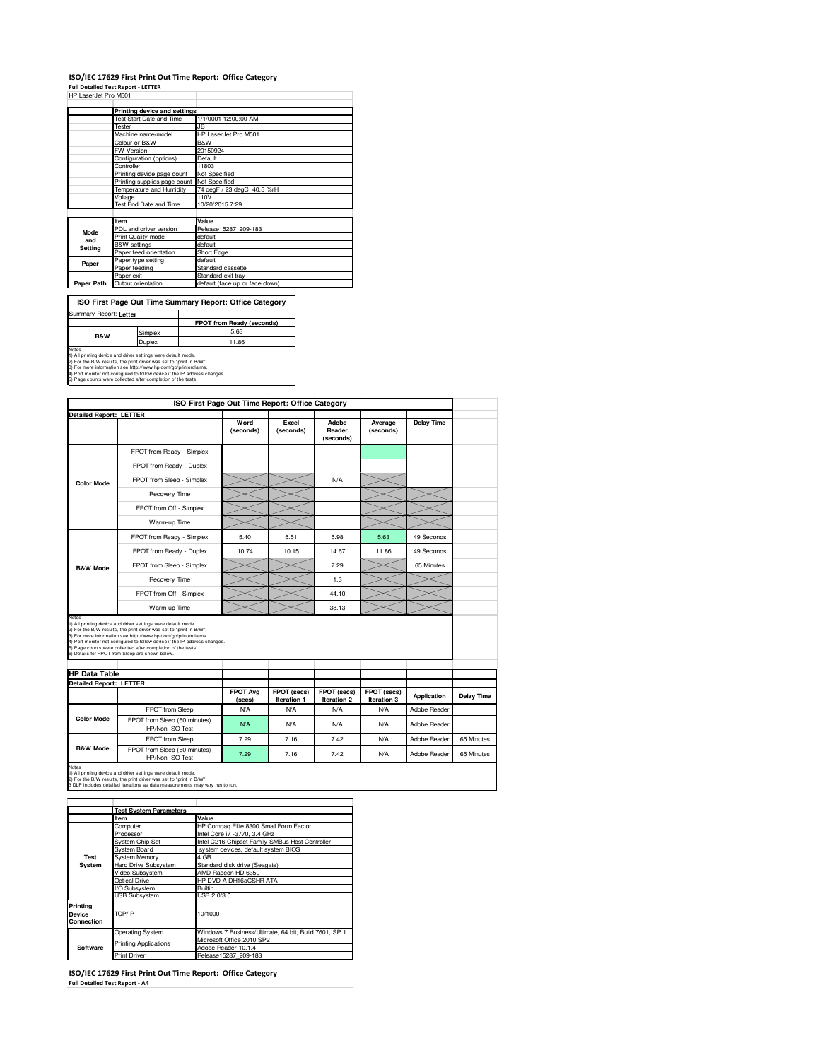# ISO/IEC 17629 First Print Out Time Report: Office Category

**Full Detailed Test Report - LETTER**

HP LaserJet Pro M501

| | Printing device and settings | |
|---|---|---|
| | Test Start Date and Time | 1/1/0001 12:00:00 AM |
| | Tester | JB |
| | Machine name/model | HP LaserJet Pro M501 |
| | Colour or B&W | B&W |
| | FW Version | 20150924 |
| | Configuration (options) | Default |
| | Controller | 11803 |
| | Printing device page count | Not Specified |
| | Printing supplies page count | Not Specified |
| | Temperature and Humidity | 74 degF / 23 degC 40.5 %rH |
| | Voltage | 110V |
| | Test End Date and Time | 10/20/2015 7:29 |

| | Item | Value |
|---|---|---|
| Mode and Setting | PDL and driver version | Release15287_209-183 |
| | Print Quality mode | default |
| | B&W settings | default |
| | Paper feed orientation | Short Edge |
| Paper | Paper type setting | default |
| | Paper feeding | Standard cassette |
| | Paper exit | Standard exit tray |
| Paper Path | Output orientation | default (face up or face down) |

## ISO First Page Out Time Summary Report: Office Category

Summary Report: **Letter**

| | | FPOT from Ready (seconds) |
|---|---|---|
| B&W | Simplex | 5.63 |
| | Duplex | 11.86 |

Notes
1) All printing device and driver settings were default mode.
2) For the B/W results, the print driver was set to "print in B/W".
3) For more information see http://www.hp.com/go/printerclaims.
4) Port monitor not configured to follow device if the IP address changes.
5) Page counts were collected after completion of the tests.

## ISO First Page Out Time Report: Office Category

**Detailed Report: LETTER**

| | | Word (seconds) | Excel (seconds) | Adobe Reader (seconds) | Average (seconds) | Delay Time |
|---|---|---|---|---|---|---|
| Color Mode | FPOT from Ready - Simplex | | | | | |
| | FPOT from Ready - Duplex | | | | | |
| | FPOT from Sleep - Simplex | | | N/A | | |
| | Recovery Time | | | | | |
| | FPOT from Off - Simplex | | | | | |
| | Warm-up Time | | | | | |
| B&W Mode | FPOT from Ready - Simplex | 5.40 | 5.51 | 5.98 | 5.63 | 49 Seconds |
| | FPOT from Ready - Duplex | 10.74 | 10.15 | 14.67 | 11.86 | 49 Seconds |
| | FPOT from Sleep - Simplex | | | 7.29 | | 65 Minutes |
| | Recovery Time | | | 1.3 | | |
| | FPOT from Off - Simplex | | | 44.10 | | |
| | Warm-up Time | | | 38.13 | | |

Notes
1) All printing device and driver settings were default mode.
2) For the B/W results, the print driver was set to "print in B/W".
3) For more information see http://www.hp.com/go/printerclaims.
4) Port monitor not configured to follow device if the IP address changes.
5) Page counts were collected after completion of the tests.
6) Details for FPOT from Sleep are shown below.

## HP Data Table

**Detailed Report: LETTER**

| | | FPOT Avg (secs) | FPOT (secs) Iteration 1 | FPOT (secs) Iteration 2 | FPOT (secs) Iteration 3 | Application | Delay Time |
|---|---|---|---|---|---|---|---|
| Color Mode | FPOT from Sleep | N/A | N/A | N/A | N/A | Adobe Reader | |
| | FPOT from Sleep (60 minutes) HP/Non ISO Test | N/A | N/A | N/A | N/A | Adobe Reader | |
| B&W Mode | FPOT from Sleep | 7.29 | 7.16 | 7.42 | N/A | Adobe Reader | 65 Minutes |
| | FPOT from Sleep (60 minutes) HP/Non ISO Test | 7.29 | 7.16 | 7.42 | N/A | Adobe Reader | 65 Minutes |

Notes
1) All printing device and driver settings were default mode.
2) For the B/W results, the print driver was set to "print in B/W".
3 DLP includes detailed iterations as data measurements may vary run to run.

| | Test System Parameters | |
|---|---|---|
| | Item | Value |
| Test System | Computer | HP Compaq Elite 8300 Small Form Factor |
| | Processor | Intel Core i7 -3770, 3.4 GHz |
| | System Chip Set | Intel C216 Chipset Family SMBus Host Controller |
| | System Board | system devices, default system BIOS |
| | System Memory | 4 GB |
| | Hard Drive Subsystem | Standard disk drive (Seagate) |
| | Video Subsystem | AMD Radeon HD 6350 |
| | Optical Drive | HP DVD A DH16aCSHR ATA |
| | I/O Subsystem | Builtin |
| | USB Subsystem | USB 2.0/3.0 |
| Printing Device Connection | TCP/IP | 10/1000 |
| Software | Operating System | Windows 7 Business/Ultimate, 64 bit, Build 7601, SP 1 |
| | Printing Applications | Microsoft Office 2010 SP2 Adobe Reader 10.1.4 |
| | Print Driver | Release15287_209-183 |

# ISO/IEC 17629 First Print Out Time Report: Office Category

**Full Detailed Test Report - A4**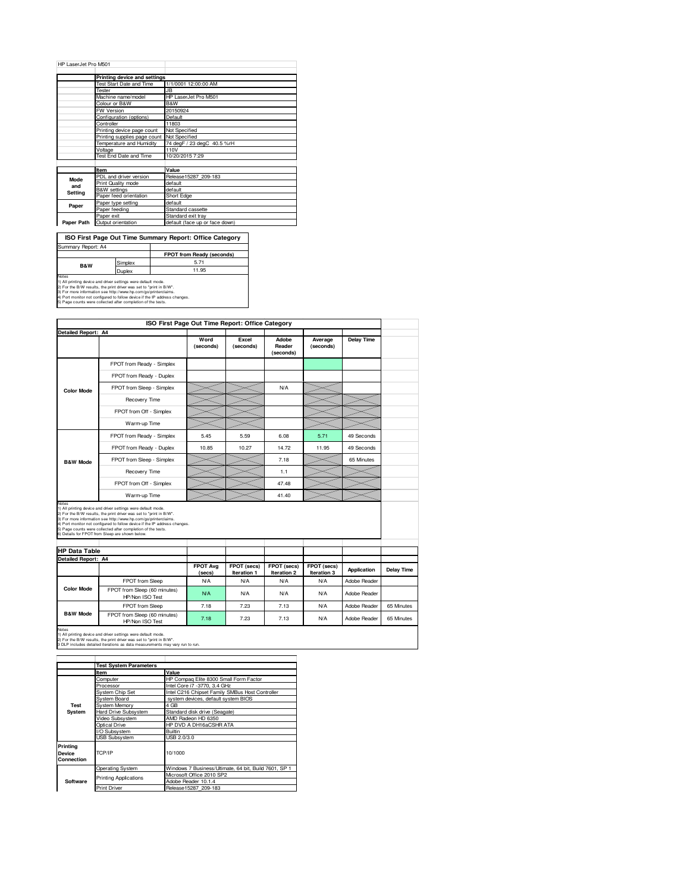HP LaserJet Pro M501

| | | |
|---|---|---|
| | **Printing device and settings** | |
| | Test Start Date and Time | 1/1/0001 12:00:00 AM |
| | Tester | JB |
| | Machine name/model | HP LaserJet Pro M501 |
| | Colour or B&W | B&W |
| | FW Version | 20150924 |
| | Configuration (options) | Default |
| | Controller | 11803 |
| | Printing device page count | Not Specified |
| | Printing supplies page count | Not Specified |
| | Temperature and Humidity | 74 degF / 23 degC 40.5 %rH |
| | Voltage | 110V |
| | Test End Date and Time | 10/20/2015 7:29 |
| | **Item** | **Value** |
| Mode and Setting | PDL and driver version | Release15287_209-183 |
| | Print Quality mode | default |
| | B&W settings | default |
| | Paper feed orientation | Short Edge |
| Paper | Paper type setting | default |
| | Paper feeding | Standard cassette |
| | Paper exit | Standard exit tray |
| Paper Path | Output orientation | default (face up or face down) |

**ISO First Page Out Time Summary Report: Office Category**

Summary Report: A4

| | | FPOT from Ready (seconds) |
|---|---|---|
| B&W | Simplex | 5.71 |
| | Duplex | 11.95 |

Notes
1) All printing device and driver settings were default mode.
2) For the B/W results, the print driver was set to "print in B/W".
3) For more information see http://www.hp.com/go/printerclaims.
4) Port monitor not configured to follow device if the IP address changes.
5) Page counts were collected after completion of the tests.

**ISO First Page Out Time Report: Office Category**

Detailed Report: A4

| | | Word (seconds) | Excel (seconds) | Adobe Reader (seconds) | Average (seconds) | Delay Time |
|---|---|---|---|---|---|---|
| Color Mode | FPOT from Ready - Simplex | | | | | |
| | FPOT from Ready - Duplex | | | | | |
| | FPOT from Sleep - Simplex | | | N/A | | |
| | Recovery Time | | | | | |
| | FPOT from Off - Simplex | | | | | |
| | Warm-up Time | | | | | |
| B&W Mode | FPOT from Ready - Simplex | 5.45 | 5.59 | 6.08 | 5.71 | 49 Seconds |
| | FPOT from Ready - Duplex | 10.85 | 10.27 | 14.72 | 11.95 | 49 Seconds |
| | FPOT from Sleep - Simplex | | | 7.18 | | 65 Minutes |
| | Recovery Time | | | 1.1 | | |
| | FPOT from Off - Simplex | | | 47.48 | | |
| | Warm-up Time | | | 41.40 | | |

Notes
1) All printing device and driver settings were default mode.
2) For the B/W results, the print driver was set to "print in B/W".
3) For more information see http://www.hp.com/go/printerclaims.
4) Port monitor not configured to follow device if the IP address changes.
5) Page counts were collected after completion of the tests.
6) Details for FPOT from Sleep are shown below.

**HP Data Table**

Detailed Report: A4

| | | FPOT Avg (secs) | FPOT (secs) Iteration 1 | FPOT (secs) Iteration 2 | FPOT (secs) Iteration 3 | Application | Delay Time |
|---|---|---|---|---|---|---|---|
| Color Mode | FPOT from Sleep | N/A | N/A | N/A | N/A | Adobe Reader | |
| | FPOT from Sleep (60 minutes) HP/Non ISO Test | N/A | N/A | N/A | N/A | Adobe Reader | |
| B&W Mode | FPOT from Sleep | 7.18 | 7.23 | 7.13 | N/A | Adobe Reader | 65 Minutes |
| | FPOT from Sleep (60 minutes) HP/Non ISO Test | 7.18 | 7.23 | 7.13 | N/A | Adobe Reader | 65 Minutes |

Notes
1) All printing device and driver settings were default mode.
2) For the B/W results, the print driver was set to "print in B/W".
3 DLP includes detailed iterations as data measurements may vary run to run.

| | | |
|---|---|---|
| | **Test System Parameters** | |
| | **Item** | **Value** |
| Test System | Computer | HP Compaq Elite 8300 Small Form Factor |
| | Processor | Intel Core i7 -3770, 3.4 GHz |
| | System Chip Set | Intel C216 Chipset Family SMBus Host Controller |
| | System Board | system devices, default system BIOS |
| | System Memory | 4 GB |
| | Hard Drive Subsystem | Standard disk drive (Seagate) |
| | Video Subsystem | AMD Radeon HD 6350 |
| | Optical Drive | HP DVD A DH16aCSHR ATA |
| | I/O Subsystem | Builtin |
| | USB Subsystem | USB 2.0/3.0 |
| Printing Device Connection | TCP/IP | 10/1000 |
| Software | Operating System | Windows 7 Business/Ultimate, 64 bit, Build 7601, SP 1 |
| | Printing Applications | Microsoft Office 2010 SP2 |
| | | Adobe Reader 10.1.4 |
| | Print Driver | Release15287_209-183 |